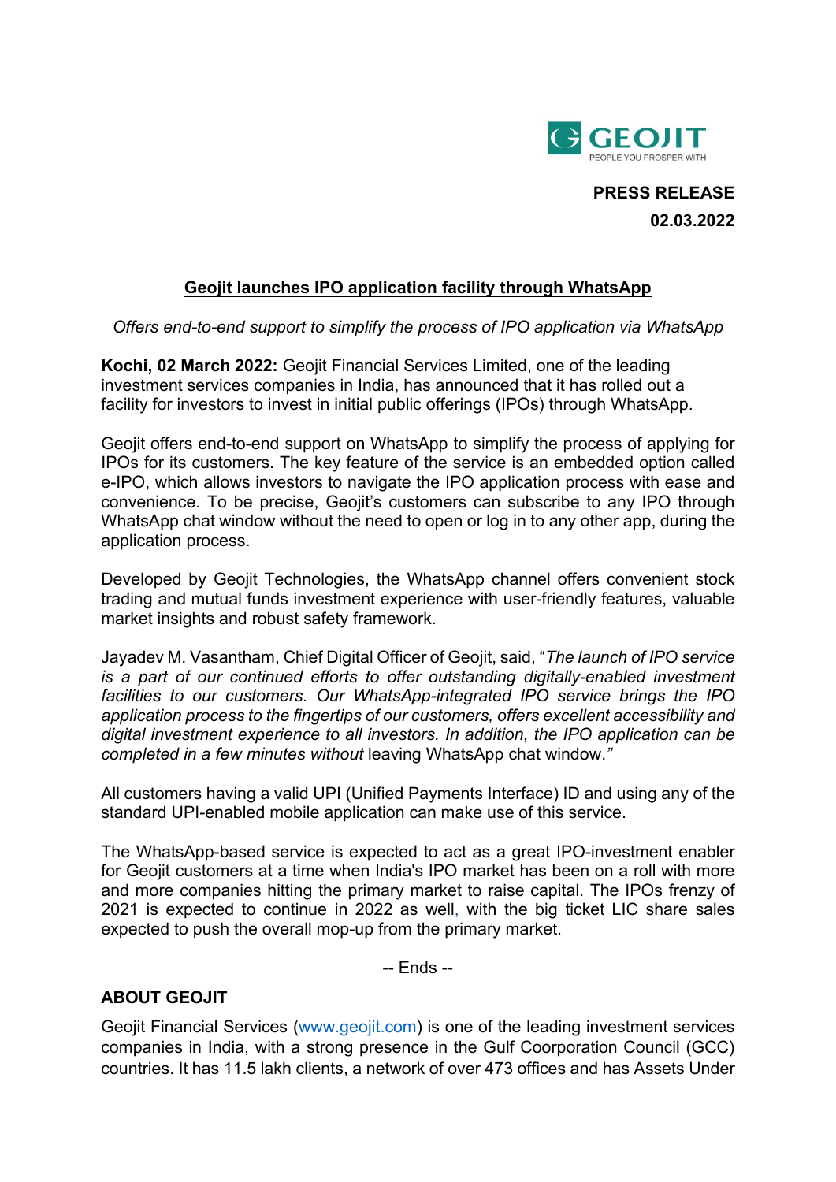GEOJIT
PEOPLE YOU PROSPER WITH

**PRESS RELEASE**
**02.03.2022**

# Geojit launches IPO application facility through WhatsApp

*Offers end-to-end support to simplify the process of IPO application via WhatsApp*

**Kochi, 02 March 2022:** Geojit Financial Services Limited, one of the leading investment services companies in India, has announced that it has rolled out a facility for investors to invest in initial public offerings (IPOs) through WhatsApp.

Geojit offers end-to-end support on WhatsApp to simplify the process of applying for IPOs for its customers. The key feature of the service is an embedded option called e-IPO, which allows investors to navigate the IPO application process with ease and convenience. To be precise, Geojit's customers can subscribe to any IPO through WhatsApp chat window without the need to open or log in to any other app, during the application process.

Developed by Geojit Technologies, the WhatsApp channel offers convenient stock trading and mutual funds investment experience with user-friendly features, valuable market insights and robust safety framework.

Jayadev M. Vasantham, Chief Digital Officer of Geojit, said, "*The launch of IPO service is a part of our continued efforts to offer outstanding digitally-enabled investment facilities to our customers. Our WhatsApp-integrated IPO service brings the IPO application process to the fingertips of our customers, offers excellent accessibility and digital investment experience to all investors. In addition, the IPO application can be completed in a few minutes without* leaving WhatsApp chat window.*"*

All customers having a valid UPI (Unified Payments Interface) ID and using any of the standard UPI-enabled mobile application can make use of this service.

The WhatsApp-based service is expected to act as a great IPO-investment enabler for Geojit customers at a time when India's IPO market has been on a roll with more and more companies hitting the primary market to raise capital. The IPOs frenzy of 2021 is expected to continue in 2022 as well, with the big ticket LIC share sales expected to push the overall mop-up from the primary market.

-- Ends --

## ABOUT GEOJIT

Geojit Financial Services (www.geojit.com) is one of the leading investment services companies in India, with a strong presence in the Gulf Coorporation Council (GCC) countries. It has 11.5 lakh clients, a network of over 473 offices and has Assets Under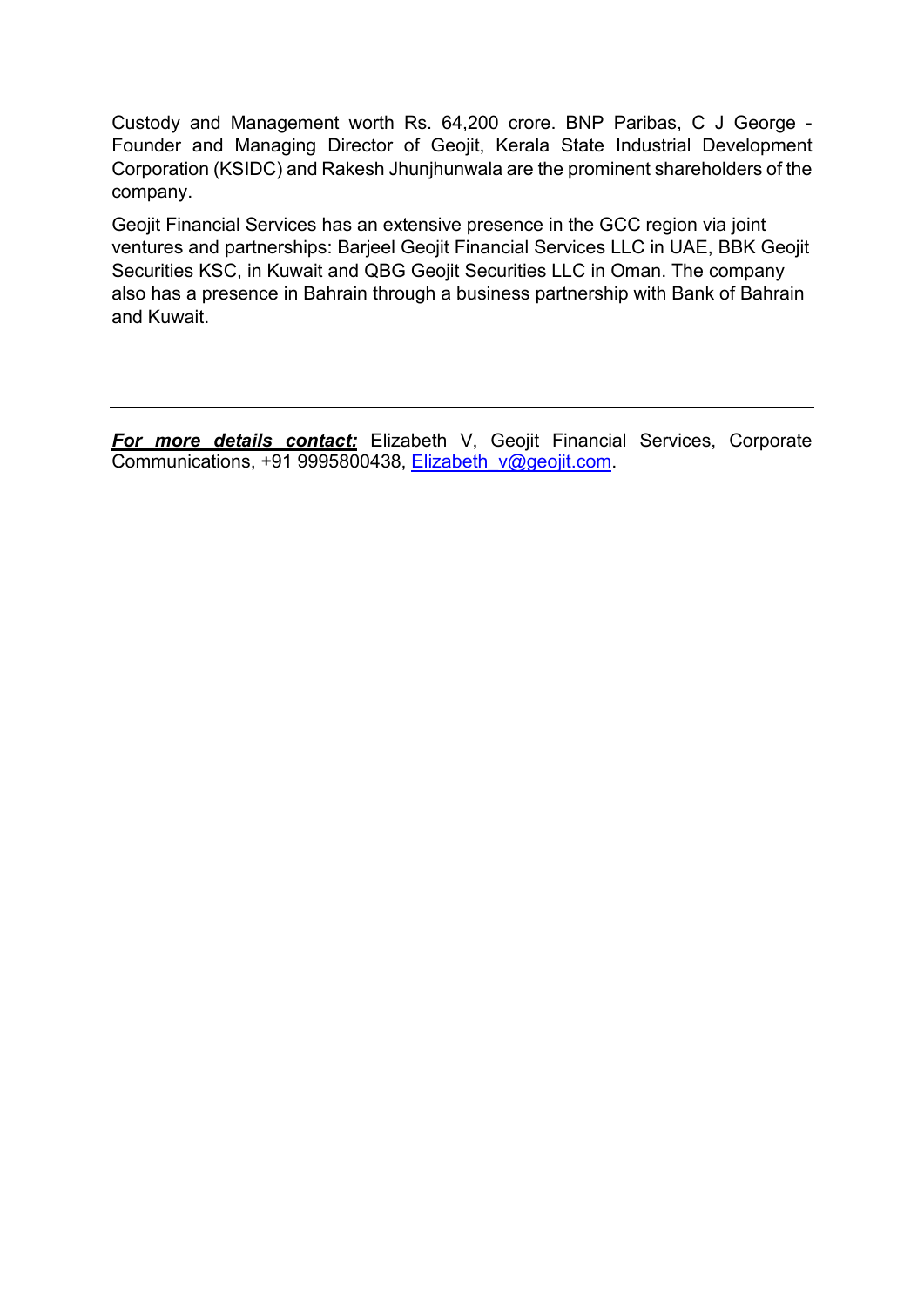Custody and Management worth Rs. 64,200 crore. BNP Paribas, C J George - Founder and Managing Director of Geojit, Kerala State Industrial Development Corporation (KSIDC) and Rakesh Jhunjhunwala are the prominent shareholders of the company.

Geojit Financial Services has an extensive presence in the GCC region via joint ventures and partnerships: Barjeel Geojit Financial Services LLC in UAE, BBK Geojit Securities KSC, in Kuwait and QBG Geojit Securities LLC in Oman. The company also has a presence in Bahrain through a business partnership with Bank of Bahrain and Kuwait.

---

***For more details contact:*** Elizabeth V, Geojit Financial Services, Corporate Communications, +91 9995800438, Elizabeth_v@geojit.com.